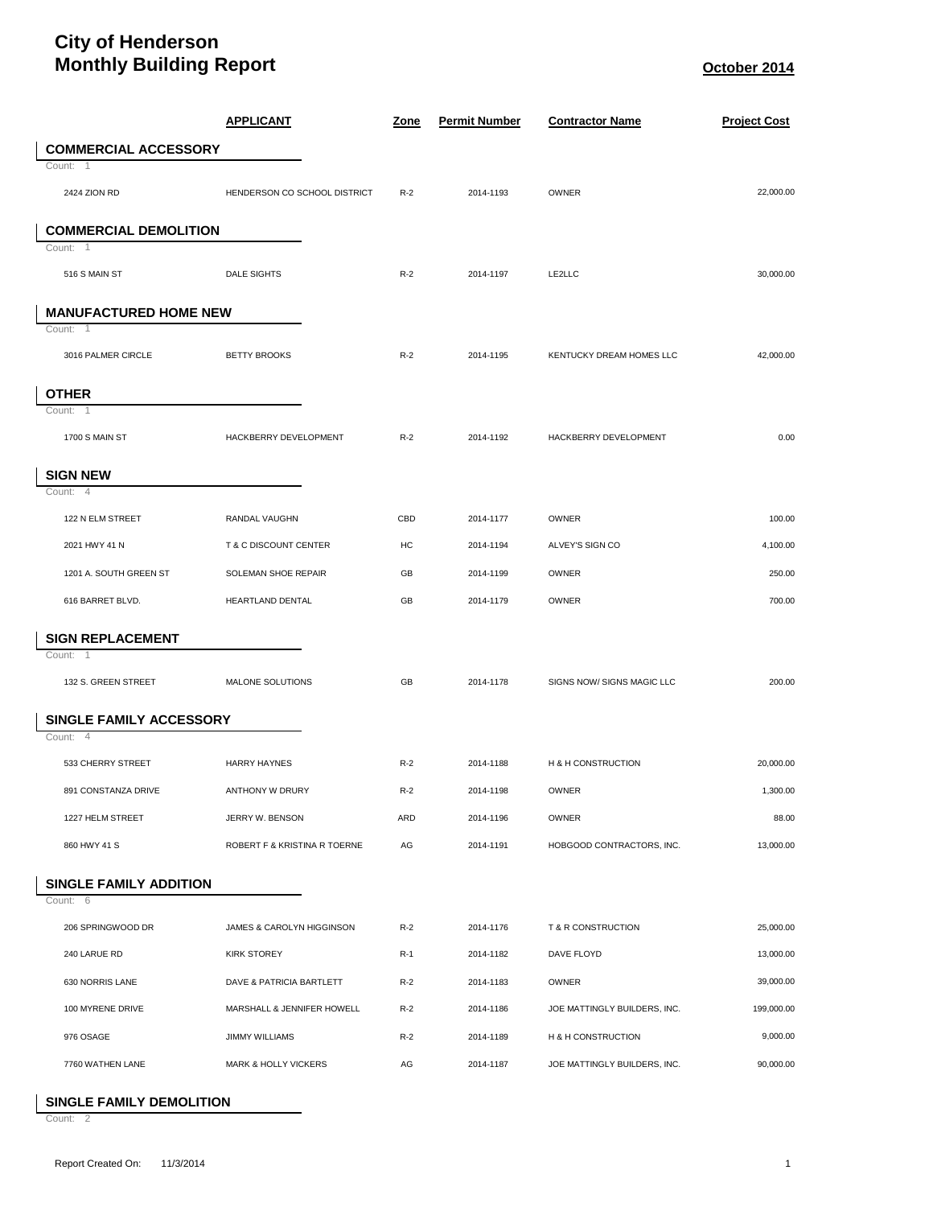# City of Henderson
# Monthly Building Report

**October 2014**

| | APPLICANT | Zone | Permit Number | Contractor Name | Project Cost |
|---|---|---|---|---|---|
| **COMMERCIAL ACCESSORY** | | | | | |
| Count: 1 | | | | | |
| 2424 ZION RD | HENDERSON CO SCHOOL DISTRICT | R-2 | 2014-1193 | OWNER | 22,000.00 |
| **COMMERCIAL DEMOLITION** | | | | | |
| Count: 1 | | | | | |
| 516 S MAIN ST | DALE SIGHTS | R-2 | 2014-1197 | LE2LLC | 30,000.00 |
| **MANUFACTURED HOME NEW** | | | | | |
| Count: 1 | | | | | |
| 3016 PALMER CIRCLE | BETTY BROOKS | R-2 | 2014-1195 | KENTUCKY DREAM HOMES LLC | 42,000.00 |
| **OTHER** | | | | | |
| Count: 1 | | | | | |
| 1700 S MAIN ST | HACKBERRY DEVELOPMENT | R-2 | 2014-1192 | HACKBERRY DEVELOPMENT | 0.00 |
| **SIGN NEW** | | | | | |
| Count: 4 | | | | | |
| 122 N ELM STREET | RANDAL VAUGHN | CBD | 2014-1177 | OWNER | 100.00 |
| 2021 HWY 41 N | T & C DISCOUNT CENTER | HC | 2014-1194 | ALVEY'S SIGN CO | 4,100.00 |
| 1201 A. SOUTH GREEN ST | SOLEMAN SHOE REPAIR | GB | 2014-1199 | OWNER | 250.00 |
| 616 BARRET BLVD. | HEARTLAND DENTAL | GB | 2014-1179 | OWNER | 700.00 |
| **SIGN REPLACEMENT** | | | | | |
| Count: 1 | | | | | |
| 132 S. GREEN STREET | MALONE SOLUTIONS | GB | 2014-1178 | SIGNS NOW/ SIGNS MAGIC LLC | 200.00 |
| **SINGLE FAMILY ACCESSORY** | | | | | |
| Count: 4 | | | | | |
| 533 CHERRY STREET | HARRY HAYNES | R-2 | 2014-1188 | H & H CONSTRUCTION | 20,000.00 |
| 891 CONSTANZA DRIVE | ANTHONY W DRURY | R-2 | 2014-1198 | OWNER | 1,300.00 |
| 1227 HELM STREET | JERRY W. BENSON | ARD | 2014-1196 | OWNER | 88.00 |
| 860 HWY 41 S | ROBERT F & KRISTINA R TOERNE | AG | 2014-1191 | HOBGOOD CONTRACTORS, INC. | 13,000.00 |
| **SINGLE FAMILY ADDITION** | | | | | |
| Count: 6 | | | | | |
| 206 SPRINGWOOD DR | JAMES & CAROLYN HIGGINSON | R-2 | 2014-1176 | T & R CONSTRUCTION | 25,000.00 |
| 240 LARUE RD | KIRK STOREY | R-1 | 2014-1182 | DAVE FLOYD | 13,000.00 |
| 630 NORRIS LANE | DAVE & PATRICIA BARTLETT | R-2 | 2014-1183 | OWNER | 39,000.00 |
| 100 MYRENE DRIVE | MARSHALL & JENNIFER HOWELL | R-2 | 2014-1186 | JOE MATTINGLY BUILDERS, INC. | 199,000.00 |
| 976 OSAGE | JIMMY WILLIAMS | R-2 | 2014-1189 | H & H CONSTRUCTION | 9,000.00 |
| 7760 WATHEN LANE | MARK & HOLLY VICKERS | AG | 2014-1187 | JOE MATTINGLY BUILDERS, INC. | 90,000.00 |
| **SINGLE FAMILY DEMOLITION** | | | | | |
| Count: 2 | | | | | |

Report Created On: 11/3/2014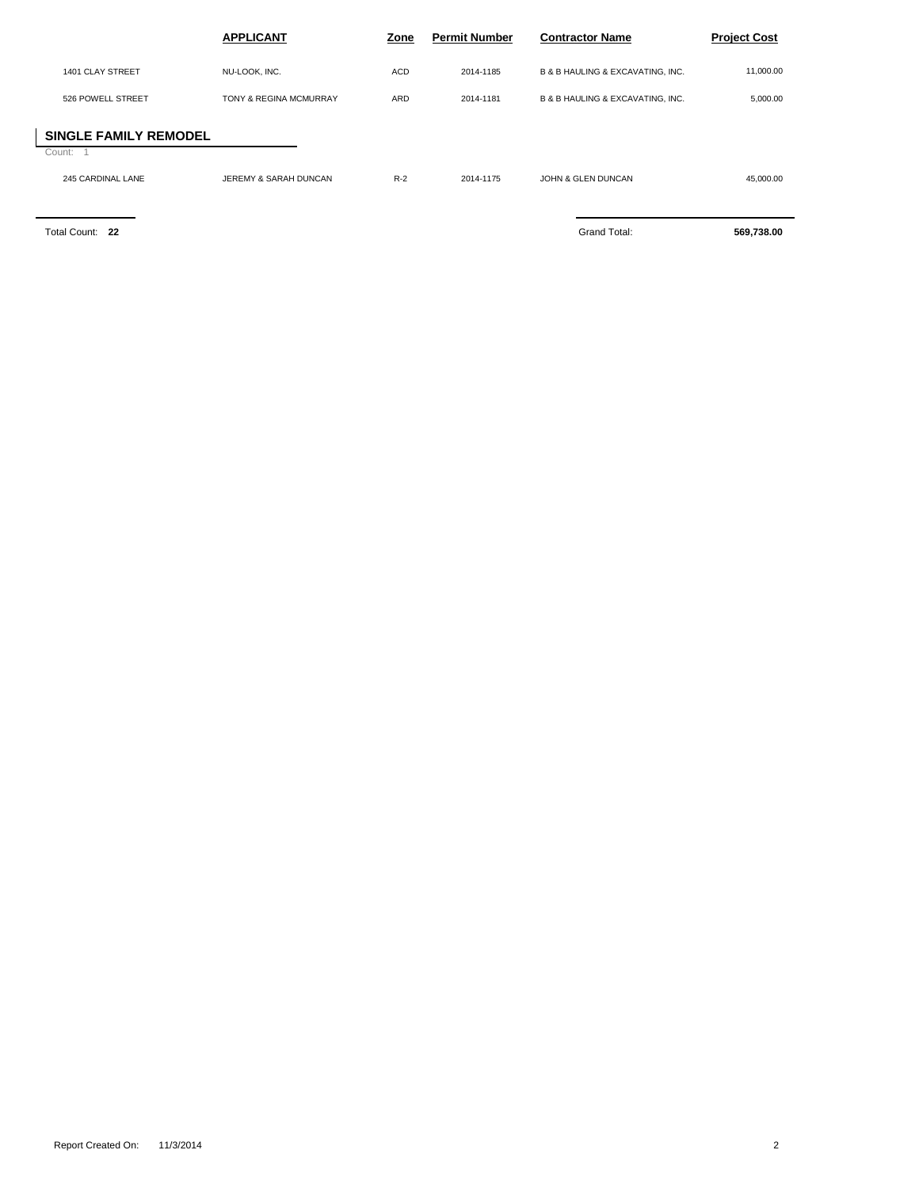| | APPLICANT | Zone | Permit Number | Contractor Name | Project Cost |
|---|---|---|---|---|---|
| 1401 CLAY STREET | NU-LOOK, INC. | ACD | 2014-1185 | B & B HAULING & EXCAVATING, INC. | 11,000.00 |
| 526 POWELL STREET | TONY & REGINA MCMURRAY | ARD | 2014-1181 | B & B HAULING & EXCAVATING, INC. | 5,000.00 |

## SINGLE FAMILY REMODEL

Count: 1

| | | | | | |
|---|---|---|---|---|---|
| 245 CARDINAL LANE | JEREMY & SARAH DUNCAN | R-2 | 2014-1175 | JOHN & GLEN DUNCAN | 45,000.00 |

Total Count: **22**

Grand Total: **569,738.00**

Report Created On: 11/3/2014